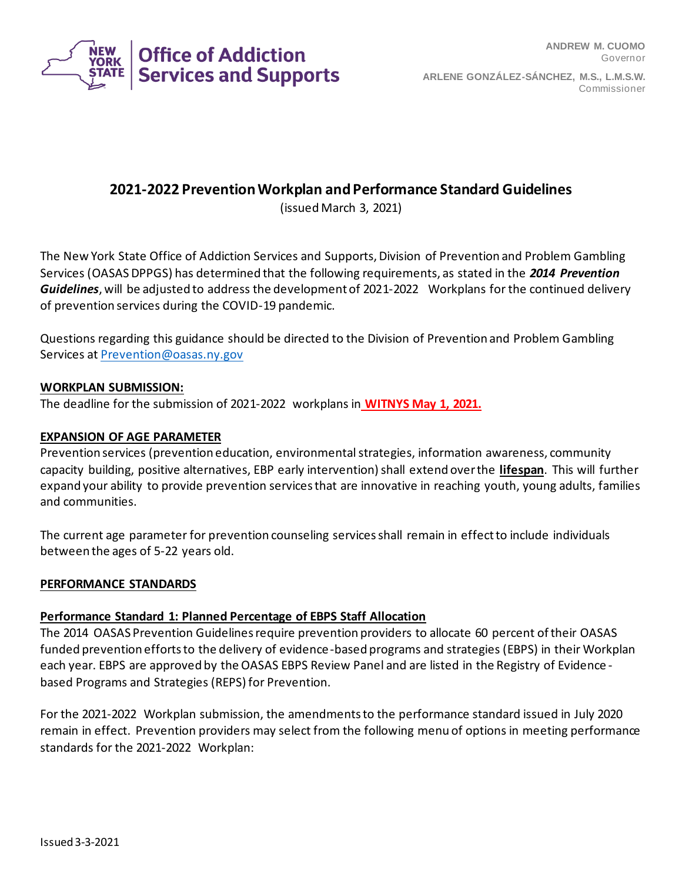**NEW YORK STATE | Office of Addiction Services and Supports**

ANDREW M. CUOMO
Governor

ARLENE GONZÁLEZ-SÁNCHEZ, M.S., L.M.S.W.
Commissioner

# 2021-2022 Prevention Workplan and Performance Standard Guidelines

(issued March 3, 2021)

The New York State Office of Addiction Services and Supports, Division of Prevention and Problem Gambling Services (OASAS DPPGS) has determined that the following requirements, as stated in the ***2014 Prevention Guidelines***, will be adjusted to address the development of 2021-2022 Workplans for the continued delivery of prevention services during the COVID-19 pandemic.

Questions regarding this guidance should be directed to the Division of Prevention and Problem Gambling Services at Prevention@oasas.ny.gov

**WORKPLAN SUBMISSION:**

The deadline for the submission of 2021-2022 workplans in **WITNYS May 1, 2021.**

**EXPANSION OF AGE PARAMETER**

Prevention services (prevention education, environmental strategies, information awareness, community capacity building, positive alternatives, EBP early intervention) shall extend over the **lifespan**. This will further expand your ability to provide prevention services that are innovative in reaching youth, young adults, families and communities.

The current age parameter for prevention counseling services shall remain in effect to include individuals between the ages of 5-22 years old.

**PERFORMANCE STANDARDS**

**Performance Standard 1: Planned Percentage of EBPS Staff Allocation**

The 2014 OASAS Prevention Guidelines require prevention providers to allocate 60 percent of their OASAS funded prevention efforts to the delivery of evidence-based programs and strategies (EBPS) in their Workplan each year. EBPS are approved by the OASAS EBPS Review Panel and are listed in the Registry of Evidence-based Programs and Strategies (REPS) for Prevention.

For the 2021-2022 Workplan submission, the amendments to the performance standard issued in July 2020 remain in effect. Prevention providers may select from the following menu of options in meeting performance standards for the 2021-2022 Workplan: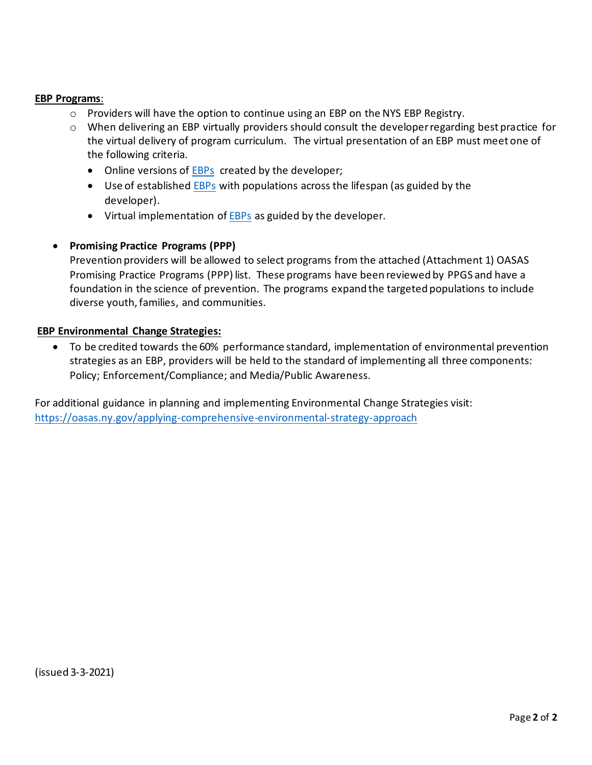**EBP Programs**:

- Providers will have the option to continue using an EBP on the NYS EBP Registry.
- When delivering an EBP virtually providers should consult the developer regarding best practice for the virtual delivery of program curriculum. The virtual presentation of an EBP must meet one of the following criteria.
  - Online versions of EBPs created by the developer;
  - Use of established EBPs with populations across the lifespan (as guided by the developer).
  - Virtual implementation of EBPs as guided by the developer.

- **Promising Practice Programs (PPP)**
  Prevention providers will be allowed to select programs from the attached (Attachment 1) OASAS Promising Practice Programs (PPP) list. These programs have been reviewed by PPGS and have a foundation in the science of prevention. The programs expand the targeted populations to include diverse youth, families, and communities.

**EBP Environmental Change Strategies:**

- To be credited towards the 60% performance standard, implementation of environmental prevention strategies as an EBP, providers will be held to the standard of implementing all three components: Policy; Enforcement/Compliance; and Media/Public Awareness.

For additional guidance in planning and implementing Environmental Change Strategies visit:
https://oasas.ny.gov/applying-comprehensive-environmental-strategy-approach

(issued 3-3-2021)